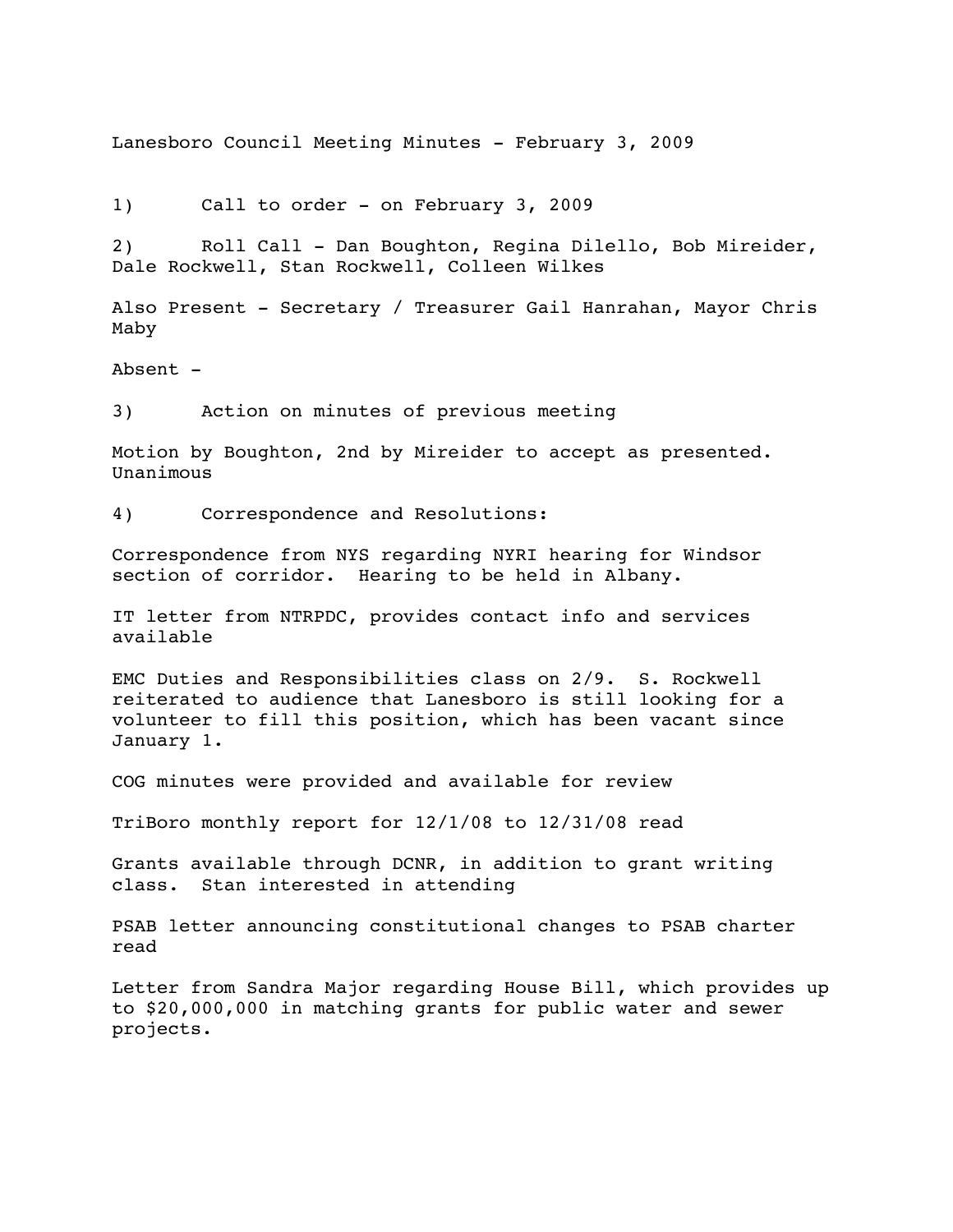# Lanesboro Council Meeting Minutes - February 3, 2009

1) Call to order - on February 3, 2009

2) Roll Call - Dan Boughton, Regina Dilello, Bob Mireider, Dale Rockwell, Stan Rockwell, Colleen Wilkes

Also Present - Secretary / Treasurer Gail Hanrahan, Mayor Chris Maby

Absent -

3) Action on minutes of previous meeting

Motion by Boughton, 2nd by Mireider to accept as presented. Unanimous

4) Correspondence and Resolutions:

Correspondence from NYS regarding NYRI hearing for Windsor section of corridor. Hearing to be held in Albany.

IT letter from NTRPDC, provides contact info and services available

EMC Duties and Responsibilities class on 2/9. S. Rockwell reiterated to audience that Lanesboro is still looking for a volunteer to fill this position, which has been vacant since January 1.

COG minutes were provided and available for review

TriBoro monthly report for 12/1/08 to 12/31/08 read

Grants available through DCNR, in addition to grant writing class. Stan interested in attending

PSAB letter announcing constitutional changes to PSAB charter read

Letter from Sandra Major regarding House Bill, which provides up to $20,000,000 in matching grants for public water and sewer projects.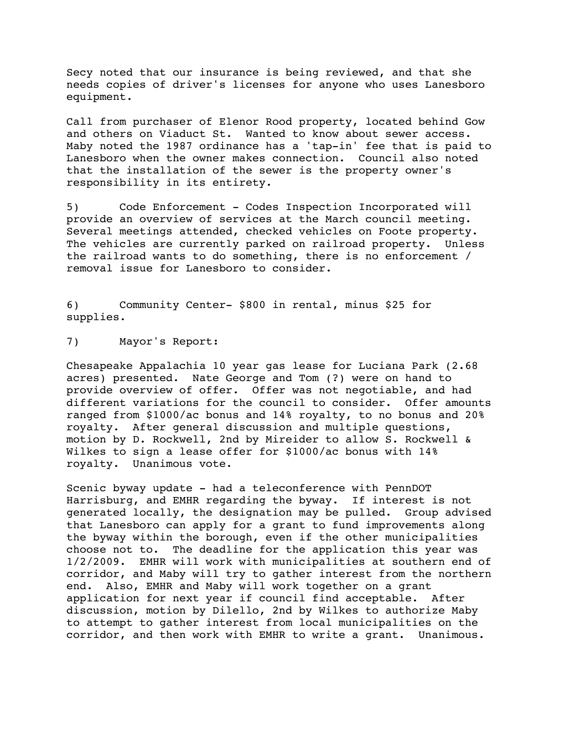Secy noted that our insurance is being reviewed, and that she needs copies of driver's licenses for anyone who uses Lanesboro equipment.

Call from purchaser of Elenor Rood property, located behind Gow and others on Viaduct St. Wanted to know about sewer access. Maby noted the 1987 ordinance has a 'tap-in' fee that is paid to Lanesboro when the owner makes connection. Council also noted that the installation of the sewer is the property owner's responsibility in its entirety.

5) Code Enforcement - Codes Inspection Incorporated will provide an overview of services at the March council meeting. Several meetings attended, checked vehicles on Foote property. The vehicles are currently parked on railroad property. Unless the railroad wants to do something, there is no enforcement / removal issue for Lanesboro to consider.

6) Community Center- $800 in rental, minus $25 for supplies.

7) Mayor's Report:

Chesapeake Appalachia 10 year gas lease for Luciana Park (2.68 acres) presented. Nate George and Tom (?) were on hand to provide overview of offer. Offer was not negotiable, and had different variations for the council to consider. Offer amounts ranged from $1000/ac bonus and 14% royalty, to no bonus and 20% royalty. After general discussion and multiple questions, motion by D. Rockwell, 2nd by Mireider to allow S. Rockwell & Wilkes to sign a lease offer for $1000/ac bonus with 14% royalty. Unanimous vote.

Scenic byway update - had a teleconference with PennDOT Harrisburg, and EMHR regarding the byway. If interest is not generated locally, the designation may be pulled. Group advised that Lanesboro can apply for a grant to fund improvements along the byway within the borough, even if the other municipalities choose not to. The deadline for the application this year was 1/2/2009. EMHR will work with municipalities at southern end of corridor, and Maby will try to gather interest from the northern end. Also, EMHR and Maby will work together on a grant application for next year if council find acceptable. After discussion, motion by Dilello, 2nd by Wilkes to authorize Maby to attempt to gather interest from local municipalities on the corridor, and then work with EMHR to write a grant. Unanimous.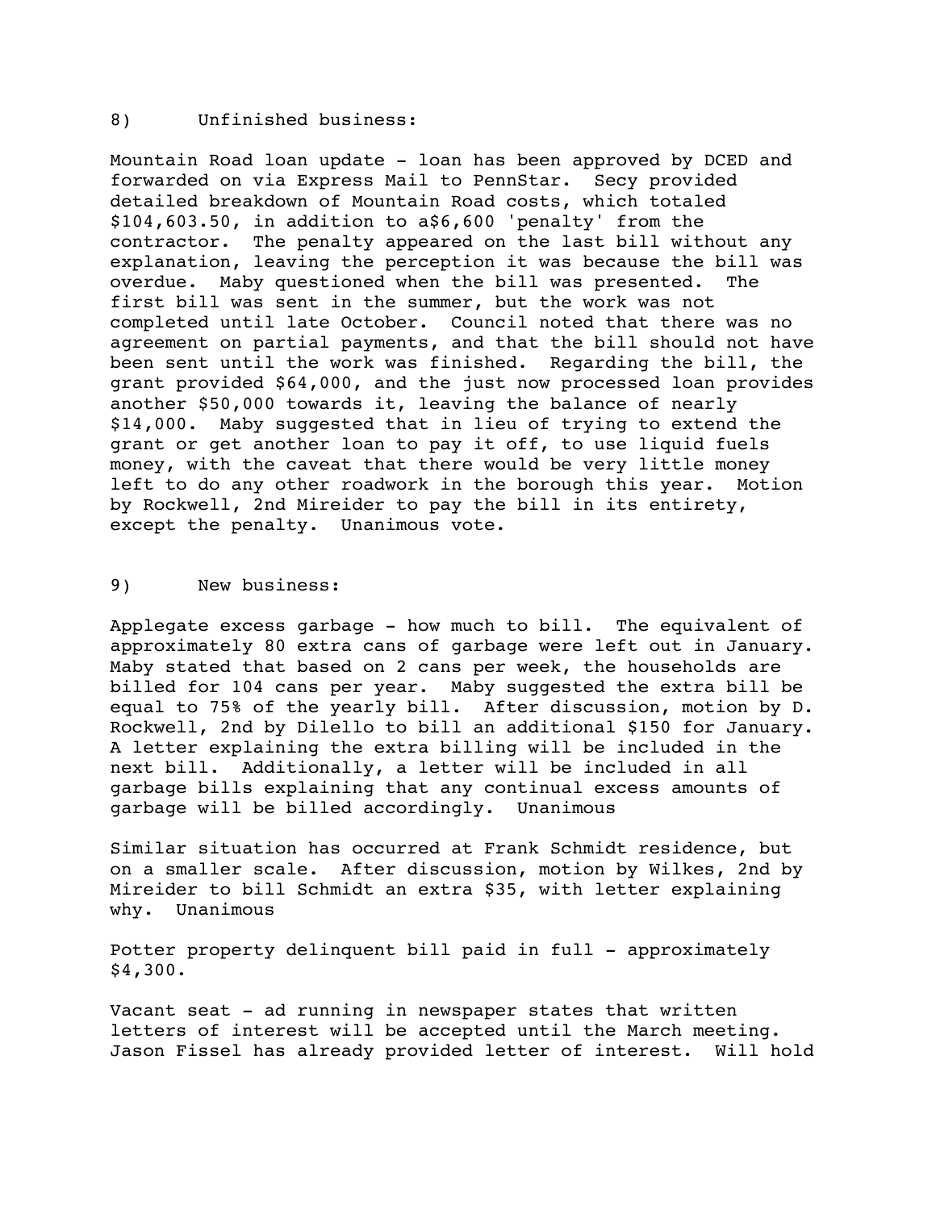8) Unfinished business:

Mountain Road loan update - loan has been approved by DCED and forwarded on via Express Mail to PennStar. Secy provided detailed breakdown of Mountain Road costs, which totaled $104,603.50, in addition to a$6,600 'penalty' from the contractor. The penalty appeared on the last bill without any explanation, leaving the perception it was because the bill was overdue. Maby questioned when the bill was presented. The first bill was sent in the summer, but the work was not completed until late October. Council noted that there was no agreement on partial payments, and that the bill should not have been sent until the work was finished. Regarding the bill, the grant provided $64,000, and the just now processed loan provides another $50,000 towards it, leaving the balance of nearly $14,000. Maby suggested that in lieu of trying to extend the grant or get another loan to pay it off, to use liquid fuels money, with the caveat that there would be very little money left to do any other roadwork in the borough this year. Motion by Rockwell, 2nd Mireider to pay the bill in its entirety, except the penalty. Unanimous vote.

9) New business:

Applegate excess garbage - how much to bill. The equivalent of approximately 80 extra cans of garbage were left out in January. Maby stated that based on 2 cans per week, the households are billed for 104 cans per year. Maby suggested the extra bill be equal to 75% of the yearly bill. After discussion, motion by D. Rockwell, 2nd by Dilello to bill an additional $150 for January. A letter explaining the extra billing will be included in the next bill. Additionally, a letter will be included in all garbage bills explaining that any continual excess amounts of garbage will be billed accordingly. Unanimous

Similar situation has occurred at Frank Schmidt residence, but on a smaller scale. After discussion, motion by Wilkes, 2nd by Mireider to bill Schmidt an extra $35, with letter explaining why. Unanimous

Potter property delinquent bill paid in full - approximately $4,300.

Vacant seat - ad running in newspaper states that written letters of interest will be accepted until the March meeting. Jason Fissel has already provided letter of interest. Will hold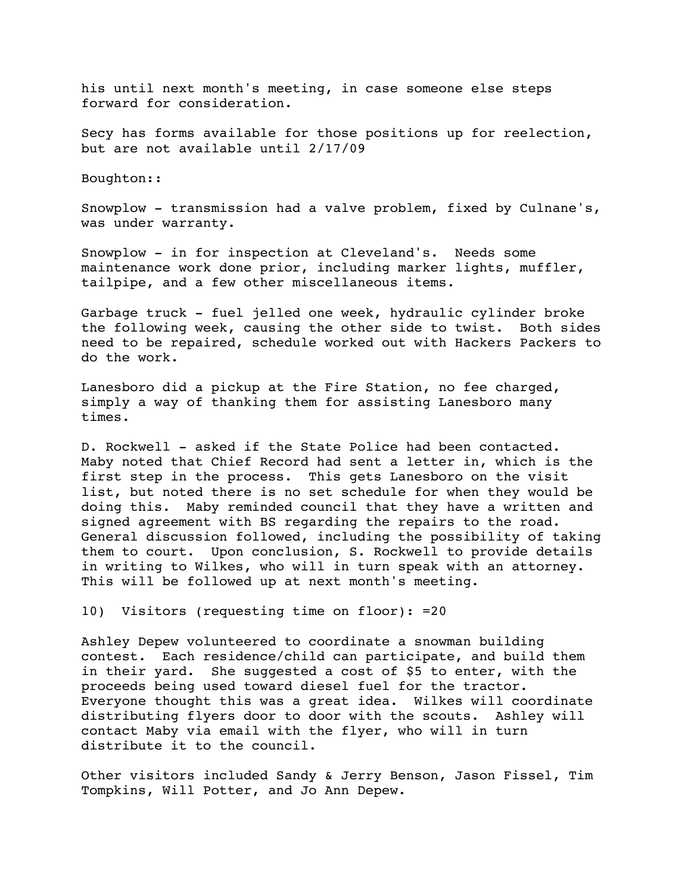his until next month's meeting, in case someone else steps forward for consideration.

Secy has forms available for those positions up for reelection, but are not available until 2/17/09

Boughton::

Snowplow - transmission had a valve problem, fixed by Culnane's, was under warranty.

Snowplow - in for inspection at Cleveland's. Needs some maintenance work done prior, including marker lights, muffler, tailpipe, and a few other miscellaneous items.

Garbage truck - fuel jelled one week, hydraulic cylinder broke the following week, causing the other side to twist. Both sides need to be repaired, schedule worked out with Hackers Packers to do the work.

Lanesboro did a pickup at the Fire Station, no fee charged, simply a way of thanking them for assisting Lanesboro many times.

D. Rockwell - asked if the State Police had been contacted. Maby noted that Chief Record had sent a letter in, which is the first step in the process. This gets Lanesboro on the visit list, but noted there is no set schedule for when they would be doing this. Maby reminded council that they have a written and signed agreement with BS regarding the repairs to the road. General discussion followed, including the possibility of taking them to court. Upon conclusion, S. Rockwell to provide details in writing to Wilkes, who will in turn speak with an attorney. This will be followed up at next month's meeting.

10) Visitors (requesting time on floor): =20

Ashley Depew volunteered to coordinate a snowman building contest. Each residence/child can participate, and build them in their yard. She suggested a cost of $5 to enter, with the proceeds being used toward diesel fuel for the tractor. Everyone thought this was a great idea. Wilkes will coordinate distributing flyers door to door with the scouts. Ashley will contact Maby via email with the flyer, who will in turn distribute it to the council.

Other visitors included Sandy & Jerry Benson, Jason Fissel, Tim Tompkins, Will Potter, and Jo Ann Depew.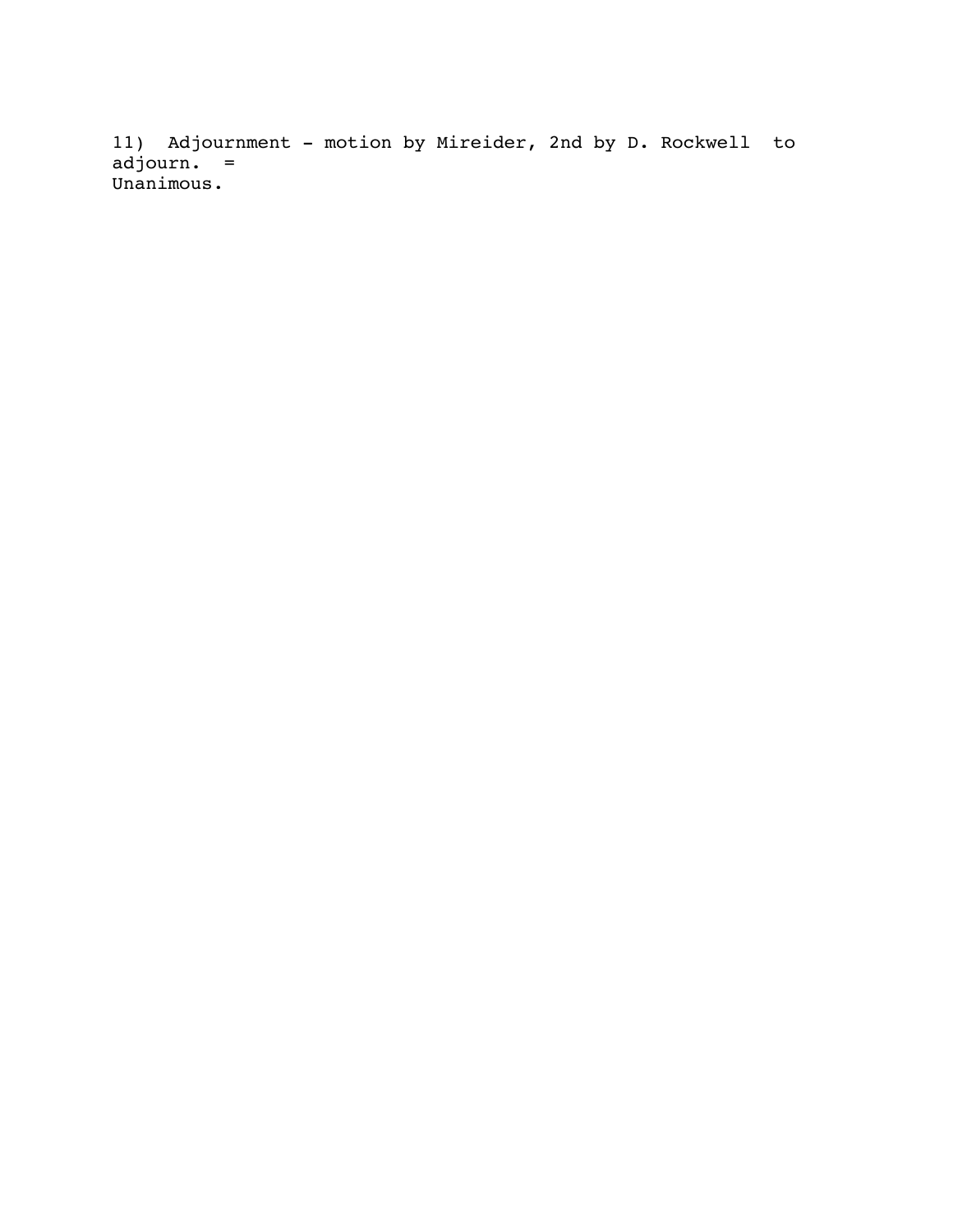11) Adjournment - motion by Mireider, 2nd by D. Rockwell to adjourn. = Unanimous.